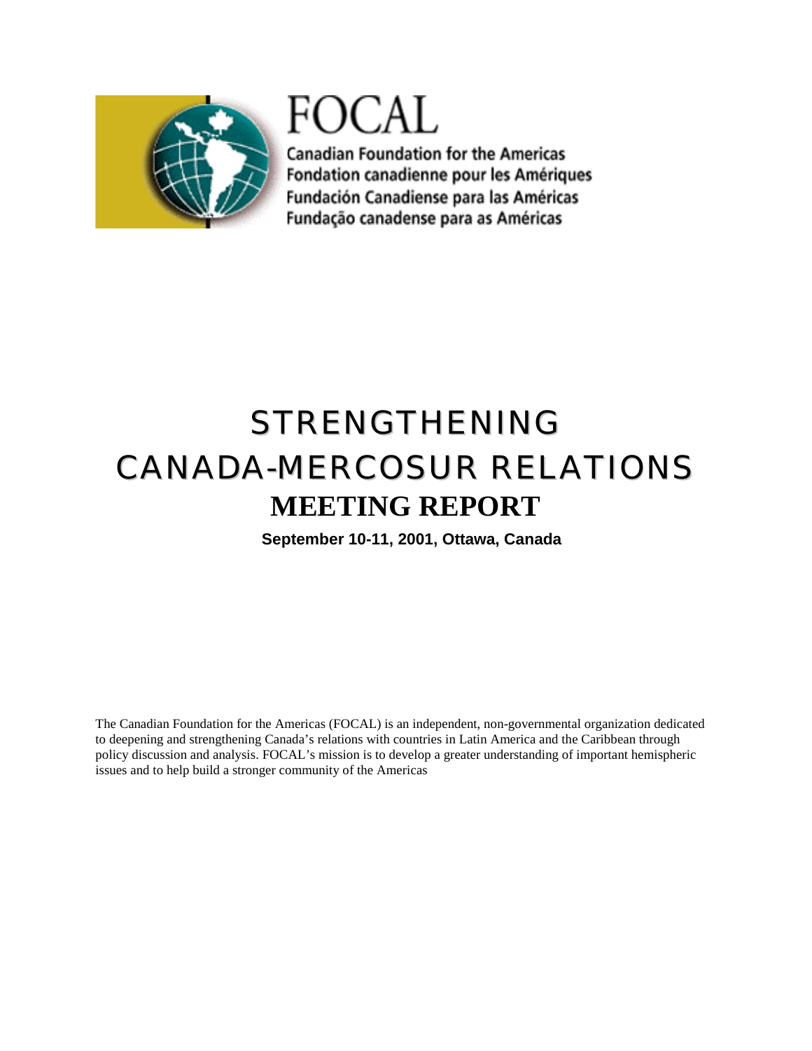FOCAL

Canadian Foundation for the Americas
Fondation canadienne pour les Amériques
Fundación Canadiense para las Américas
Fundação canadense para as Américas

# STRENGTHENING CANADA-MERCOSUR RELATIONS

# MEETING REPORT

**September 10-11, 2001, Ottawa, Canada**

The Canadian Foundation for the Americas (FOCAL) is an independent, non-governmental organization dedicated to deepening and strengthening Canada's relations with countries in Latin America and the Caribbean through policy discussion and analysis. FOCAL's mission is to develop a greater understanding of important hemispheric issues and to help build a stronger community of the Americas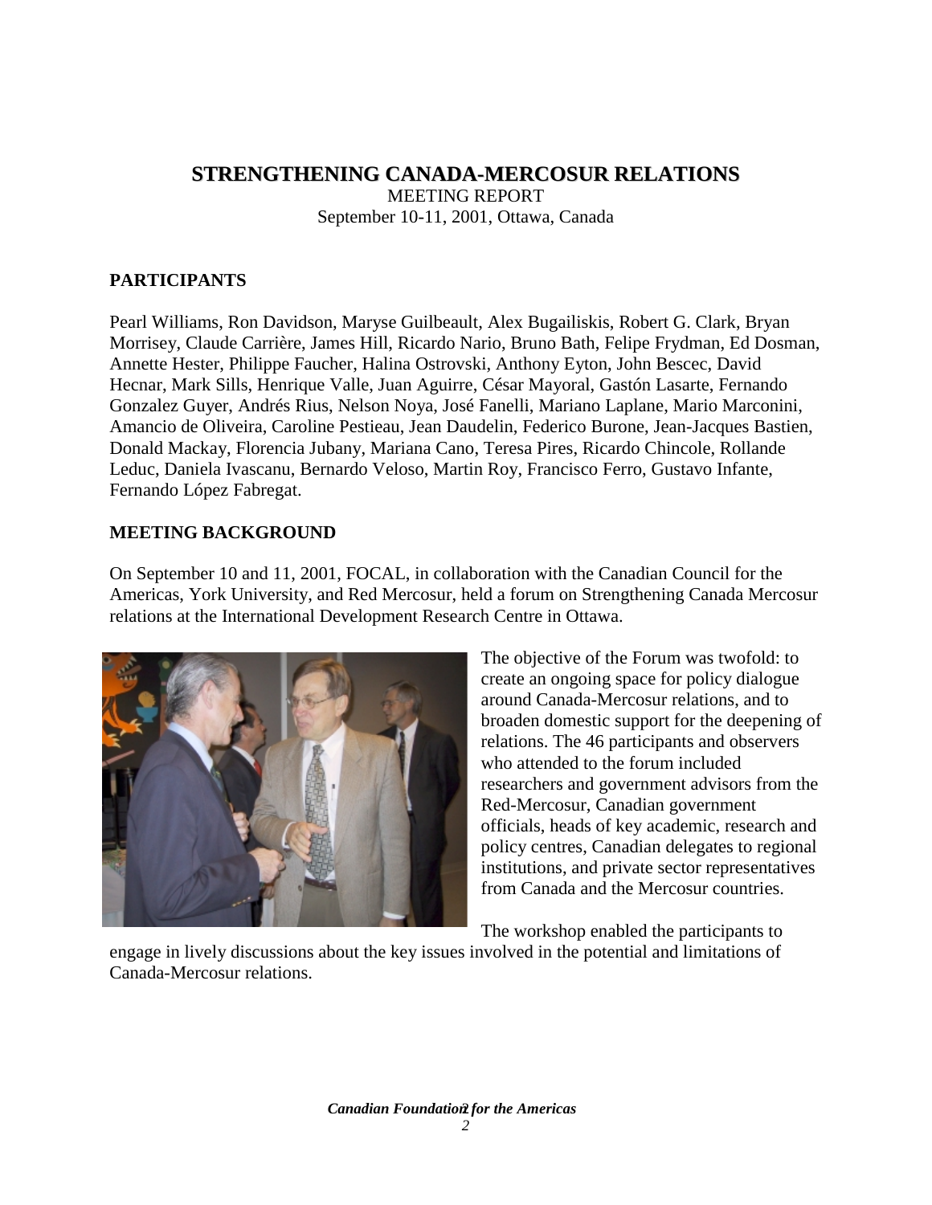## STRENGTHENING CANADA-MERCOSUR RELATIONS

MEETING REPORT

September 10-11, 2001, Ottawa, Canada

### PARTICIPANTS

Pearl Williams, Ron Davidson, Maryse Guilbeault, Alex Bugailiskis, Robert G. Clark, Bryan Morrisey, Claude Carrière, James Hill, Ricardo Nario, Bruno Bath, Felipe Frydman, Ed Dosman, Annette Hester, Philippe Faucher, Halina Ostrovski, Anthony Eyton, John Bescec, David Hecnar, Mark Sills, Henrique Valle, Juan Aguirre, César Mayoral, Gastón Lasarte, Fernando Gonzalez Guyer, Andrés Rius, Nelson Noya, José Fanelli, Mariano Laplane, Mario Marconini, Amancio de Oliveira, Caroline Pestieau, Jean Daudelin, Federico Burone, Jean-Jacques Bastien, Donald Mackay, Florencia Jubany, Mariana Cano, Teresa Pires, Ricardo Chincole, Rollande Leduc, Daniela Ivascanu, Bernardo Veloso, Martin Roy, Francisco Ferro, Gustavo Infante, Fernando López Fabregat.

### MEETING BACKGROUND

On September 10 and 11, 2001, FOCAL, in collaboration with the Canadian Council for the Americas, York University, and Red Mercosur, held a forum on Strengthening Canada Mercosur relations at the International Development Research Centre in Ottawa.

The objective of the Forum was twofold: to create an ongoing space for policy dialogue around Canada-Mercosur relations, and to broaden domestic support for the deepening of relations. The 46 participants and observers who attended to the forum included researchers and government advisors from the Red-Mercosur, Canadian government officials, heads of key academic, research and policy centres, Canadian delegates to regional institutions, and private sector representatives from Canada and the Mercosur countries.

The workshop enabled the participants to engage in lively discussions about the key issues involved in the potential and limitations of Canada-Mercosur relations.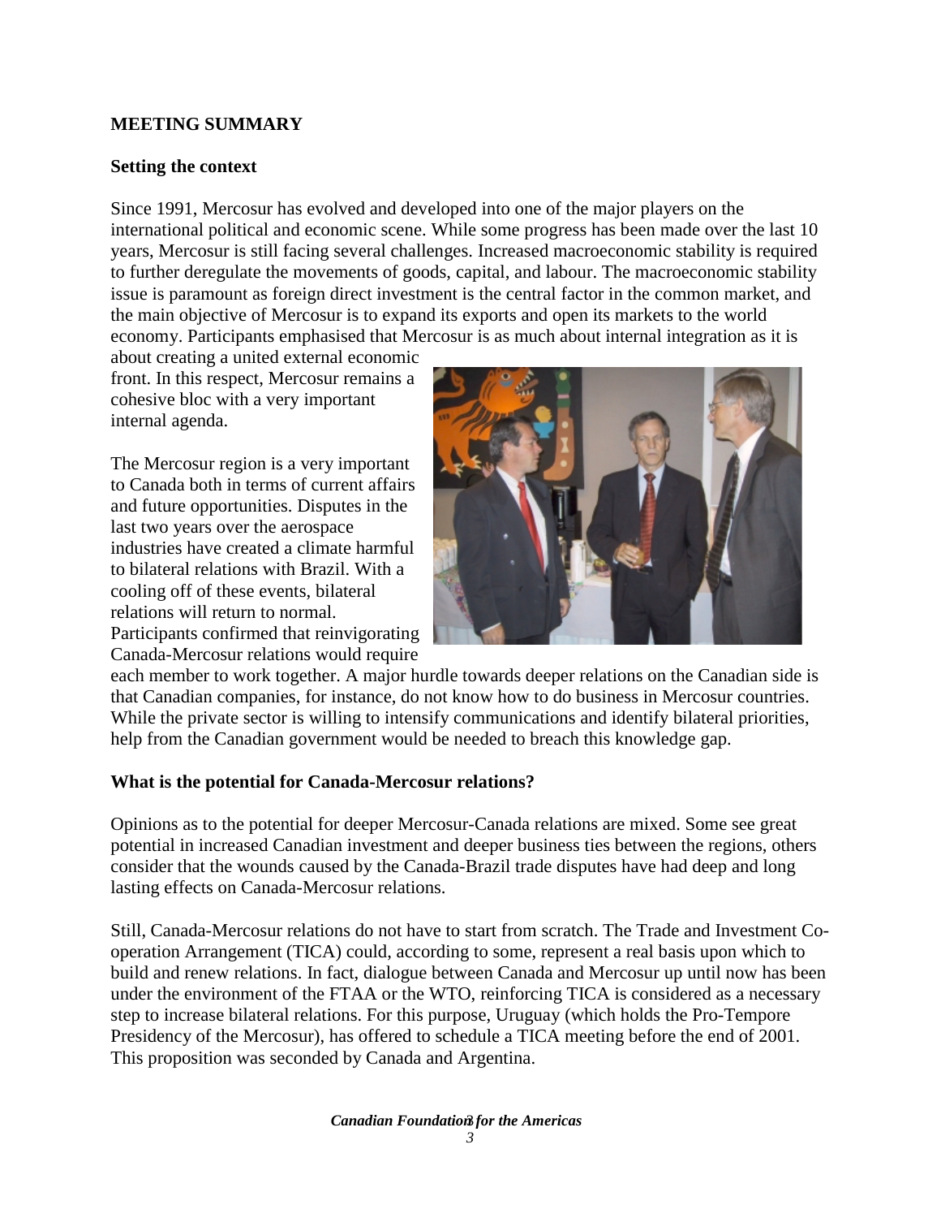## MEETING SUMMARY

### Setting the context

Since 1991, Mercosur has evolved and developed into one of the major players on the international political and economic scene. While some progress has been made over the last 10 years, Mercosur is still facing several challenges. Increased macroeconomic stability is required to further deregulate the movements of goods, capital, and labour. The macroeconomic stability issue is paramount as foreign direct investment is the central factor in the common market, and the main objective of Mercosur is to expand its exports and open its markets to the world economy. Participants emphasised that Mercosur is as much about internal integration as it is about creating a united external economic front. In this respect, Mercosur remains a cohesive bloc with a very important internal agenda.

The Mercosur region is a very important to Canada both in terms of current affairs and future opportunities. Disputes in the last two years over the aerospace industries have created a climate harmful to bilateral relations with Brazil. With a cooling off of these events, bilateral relations will return to normal. Participants confirmed that reinvigorating Canada-Mercosur relations would require each member to work together. A major hurdle towards deeper relations on the Canadian side is that Canadian companies, for instance, do not know how to do business in Mercosur countries. While the private sector is willing to intensify communications and identify bilateral priorities, help from the Canadian government would be needed to breach this knowledge gap.

### What is the potential for Canada-Mercosur relations?

Opinions as to the potential for deeper Mercosur-Canada relations are mixed. Some see great potential in increased Canadian investment and deeper business ties between the regions, others consider that the wounds caused by the Canada-Brazil trade disputes have had deep and long lasting effects on Canada-Mercosur relations.

Still, Canada-Mercosur relations do not have to start from scratch. The Trade and Investment Co-operation Arrangement (TICA) could, according to some, represent a real basis upon which to build and renew relations. In fact, dialogue between Canada and Mercosur up until now has been under the environment of the FTAA or the WTO, reinforcing TICA is considered as a necessary step to increase bilateral relations. For this purpose, Uruguay (which holds the Pro-Tempore Presidency of the Mercosur), has offered to schedule a TICA meeting before the end of 2001. This proposition was seconded by Canada and Argentina.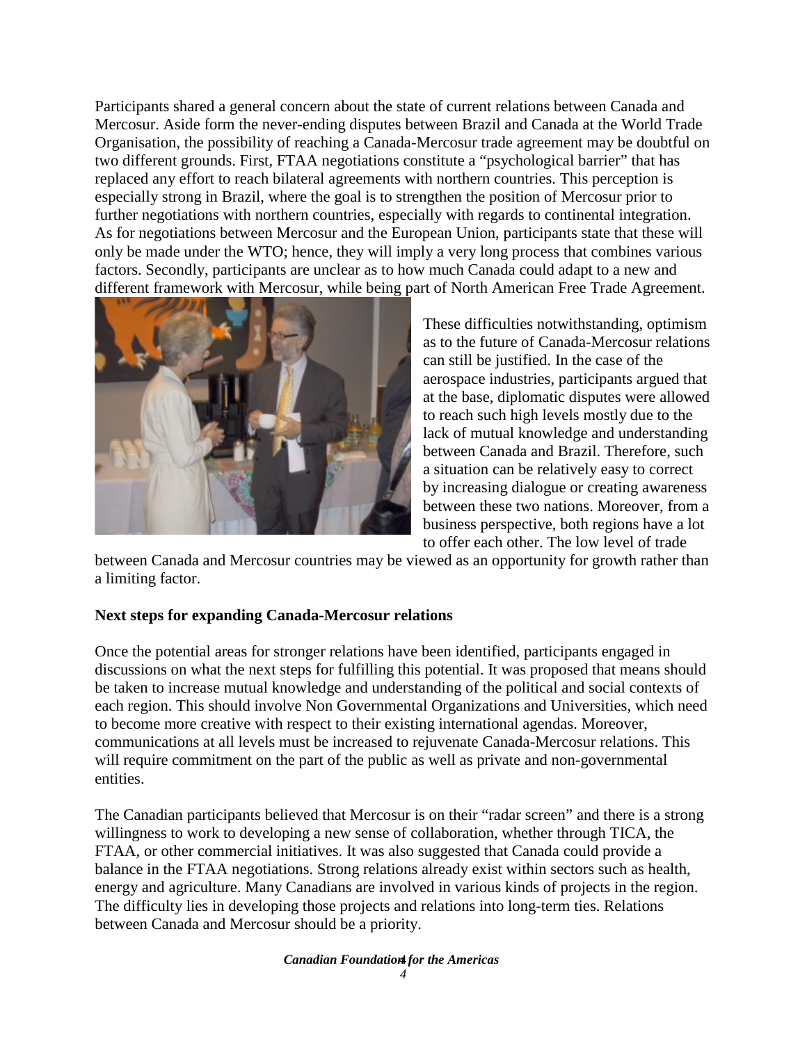Participants shared a general concern about the state of current relations between Canada and Mercosur. Aside form the never-ending disputes between Brazil and Canada at the World Trade Organisation, the possibility of reaching a Canada-Mercosur trade agreement may be doubtful on two different grounds. First, FTAA negotiations constitute a "psychological barrier" that has replaced any effort to reach bilateral agreements with northern countries. This perception is especially strong in Brazil, where the goal is to strengthen the position of Mercosur prior to further negotiations with northern countries, especially with regards to continental integration. As for negotiations between Mercosur and the European Union, participants state that these will only be made under the WTO; hence, they will imply a very long process that combines various factors. Secondly, participants are unclear as to how much Canada could adapt to a new and different framework with Mercosur, while being part of North American Free Trade Agreement.

These difficulties notwithstanding, optimism as to the future of Canada-Mercosur relations can still be justified. In the case of the aerospace industries, participants argued that at the base, diplomatic disputes were allowed to reach such high levels mostly due to the lack of mutual knowledge and understanding between Canada and Brazil. Therefore, such a situation can be relatively easy to correct by increasing dialogue or creating awareness between these two nations. Moreover, from a business perspective, both regions have a lot to offer each other. The low level of trade between Canada and Mercosur countries may be viewed as an opportunity for growth rather than a limiting factor.

**Next steps for expanding Canada-Mercosur relations**

Once the potential areas for stronger relations have been identified, participants engaged in discussions on what the next steps for fulfilling this potential. It was proposed that means should be taken to increase mutual knowledge and understanding of the political and social contexts of each region. This should involve Non Governmental Organizations and Universities, which need to become more creative with respect to their existing international agendas. Moreover, communications at all levels must be increased to rejuvenate Canada-Mercosur relations. This will require commitment on the part of the public as well as private and non-governmental entities.

The Canadian participants believed that Mercosur is on their "radar screen" and there is a strong willingness to work to developing a new sense of collaboration, whether through TICA, the FTAA, or other commercial initiatives. It was also suggested that Canada could provide a balance in the FTAA negotiations. Strong relations already exist within sectors such as health, energy and agriculture. Many Canadians are involved in various kinds of projects in the region. The difficulty lies in developing those projects and relations into long-term ties. Relations between Canada and Mercosur should be a priority.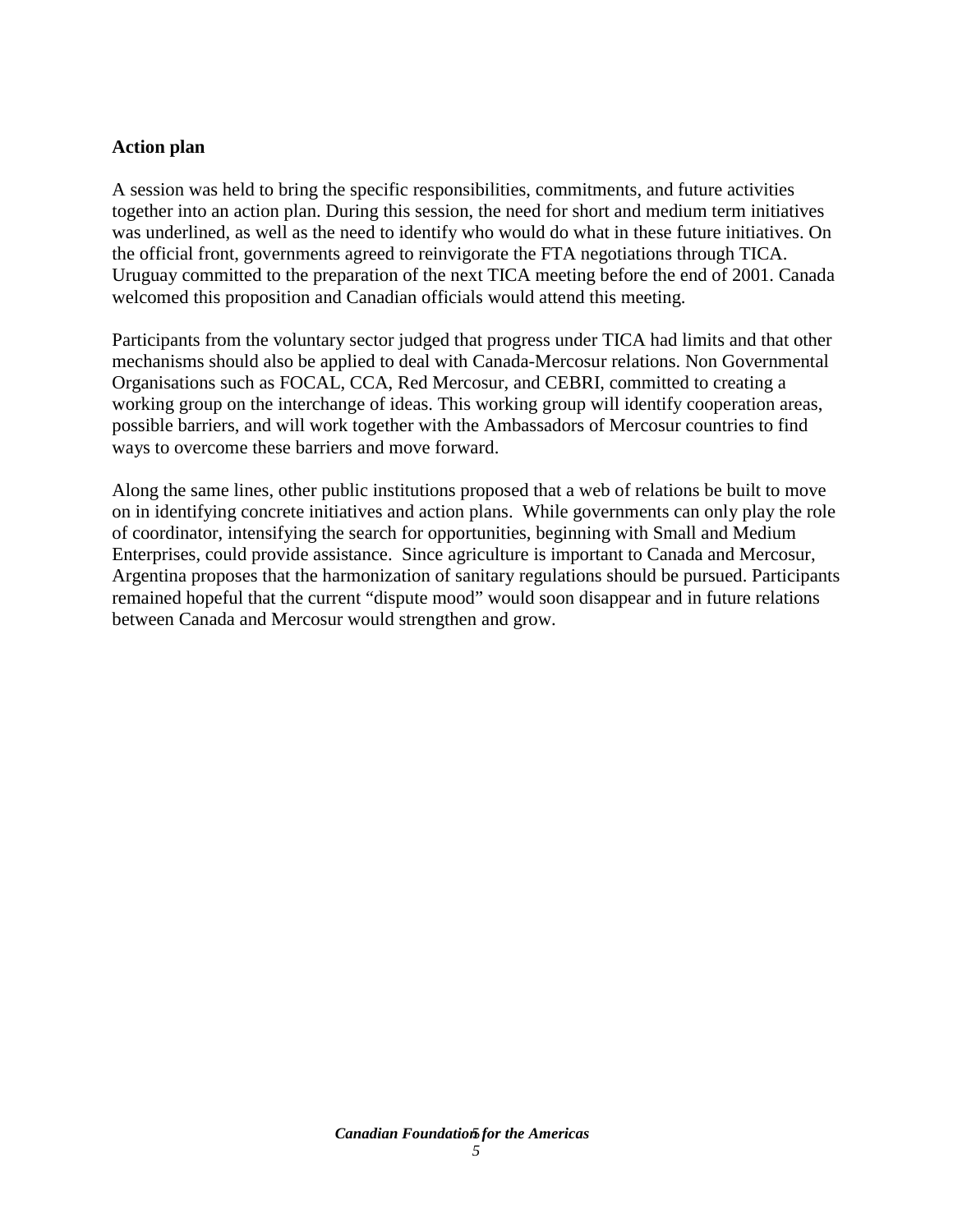**Action plan**

A session was held to bring the specific responsibilities, commitments, and future activities together into an action plan. During this session, the need for short and medium term initiatives was underlined, as well as the need to identify who would do what in these future initiatives. On the official front, governments agreed to reinvigorate the FTA negotiations through TICA. Uruguay committed to the preparation of the next TICA meeting before the end of 2001. Canada welcomed this proposition and Canadian officials would attend this meeting.

Participants from the voluntary sector judged that progress under TICA had limits and that other mechanisms should also be applied to deal with Canada-Mercosur relations. Non Governmental Organisations such as FOCAL, CCA, Red Mercosur, and CEBRI, committed to creating a working group on the interchange of ideas. This working group will identify cooperation areas, possible barriers, and will work together with the Ambassadors of Mercosur countries to find ways to overcome these barriers and move forward.

Along the same lines, other public institutions proposed that a web of relations be built to move on in identifying concrete initiatives and action plans.  While governments can only play the role of coordinator, intensifying the search for opportunities, beginning with Small and Medium Enterprises, could provide assistance.  Since agriculture is important to Canada and Mercosur, Argentina proposes that the harmonization of sanitary regulations should be pursued. Participants remained hopeful that the current "dispute mood" would soon disappear and in future relations between Canada and Mercosur would strengthen and grow.